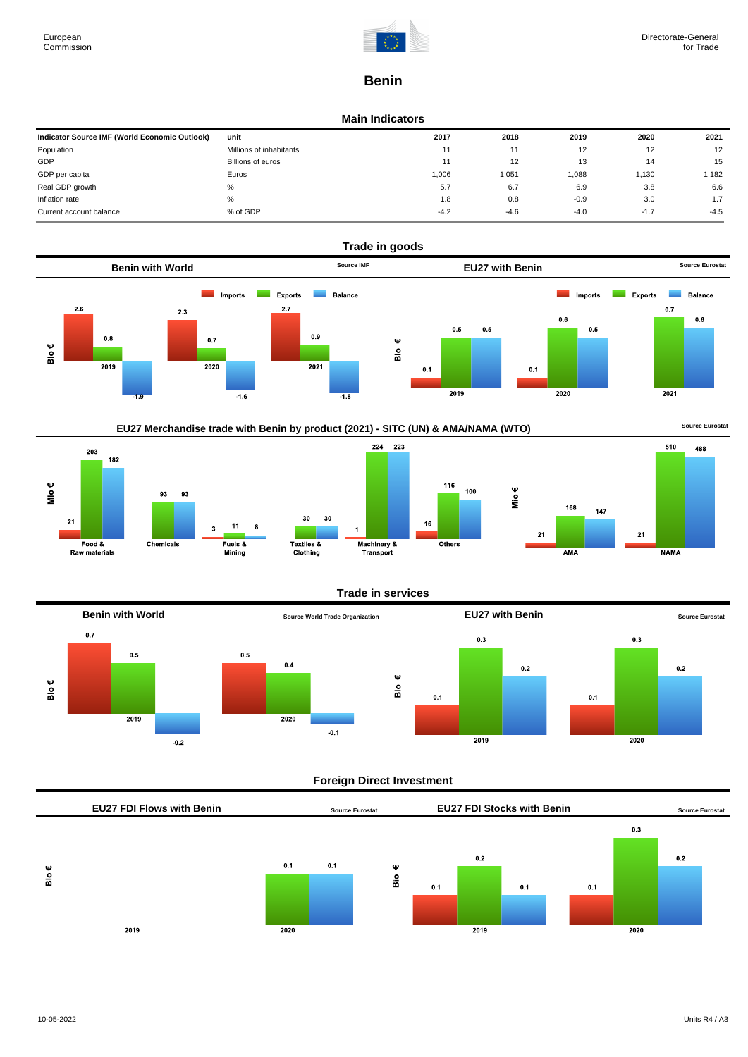European Commission

Directorate-General for Trade

# Benin

## Main Indicators

| Indicator Source IMF (World Economic Outlook) | unit | 2017 | 2018 | 2019 | 2020 | 2021 |
|---|---|---|---|---|---|---|
| Population | Millions of inhabitants | 11 | 11 | 12 | 12 | 12 |
| GDP | Billions of euros | 11 | 12 | 13 | 14 | 15 |
| GDP per capita | Euros | 1,006 | 1,051 | 1,088 | 1,130 | 1,182 |
| Real GDP growth | % | 5.7 | 6.7 | 6.9 | 3.8 | 6.6 |
| Inflation rate | % | 1.8 | 0.8 | -0.9 | 3.0 | 1.7 |
| Current account balance | % of GDP | -4.2 | -4.6 | -4.0 | -1.7 | -4.5 |

## Trade in goods

### Benin with World (Source IMF, Bio €)

| | Imports | Exports | Balance |
|---|---|---|---|
| 2019 | 2.6 | 0.8 | -1.9 |
| 2020 | 2.3 | 0.7 | -1.6 |
| 2021 | 2.7 | 0.9 | -1.8 |

### EU27 with Benin (Source Eurostat, Bio €)

| | Imports | Exports | Balance |
|---|---|---|---|
| 2019 | 0.1 | 0.5 | 0.5 |
| 2020 | 0.1 | 0.6 | 0.5 |
| 2021 | | 0.7 | 0.6 |

### EU27 Merchandise trade with Benin by product (2021) - SITC (UN) & AMA/NAMA (WTO) (Source Eurostat, Mio €)

| | Imports | Exports | Balance |
|---|---|---|---|
| Food & Raw materials | 21 | 203 | 182 |
| Chemicals | | 93 | 93 |
| Fuels & Mining | 3 | 11 | 8 |
| Textiles & Clothing | | 30 | 30 |
| Machinery & Transport | 1 | 224 | 223 |
| Others | 16 | 116 | 100 |
| AMA | 21 | 168 | 147 |
| NAMA | 21 | 510 | 488 |

## Trade in services

### Benin with World (Source World Trade Organization, Bio €)

| | Imports | Exports | Balance |
|---|---|---|---|
| 2019 | 0.7 | 0.5 | -0.2 |
| 2020 | 0.5 | 0.4 | -0.1 |

### EU27 with Benin (Source Eurostat, Bio €)

| | Imports | Exports | Balance |
|---|---|---|---|
| 2019 | 0.1 | 0.3 | 0.2 |
| 2020 | 0.1 | 0.3 | 0.2 |

## Foreign Direct Investment

### EU27 FDI Flows with Benin (Source Eurostat, Bio €)

| | Inward | Outward | Balance |
|---|---|---|---|
| 2019 | | | |
| 2020 | | 0.1 | 0.1 |

### EU27 FDI Stocks with Benin (Source Eurostat, Bio €)

| | Inward | Outward | Balance |
|---|---|---|---|
| 2019 | 0.1 | 0.2 | 0.1 |
| 2020 | 0.1 | 0.3 | 0.2 |

10-05-2022

Units R4 / A3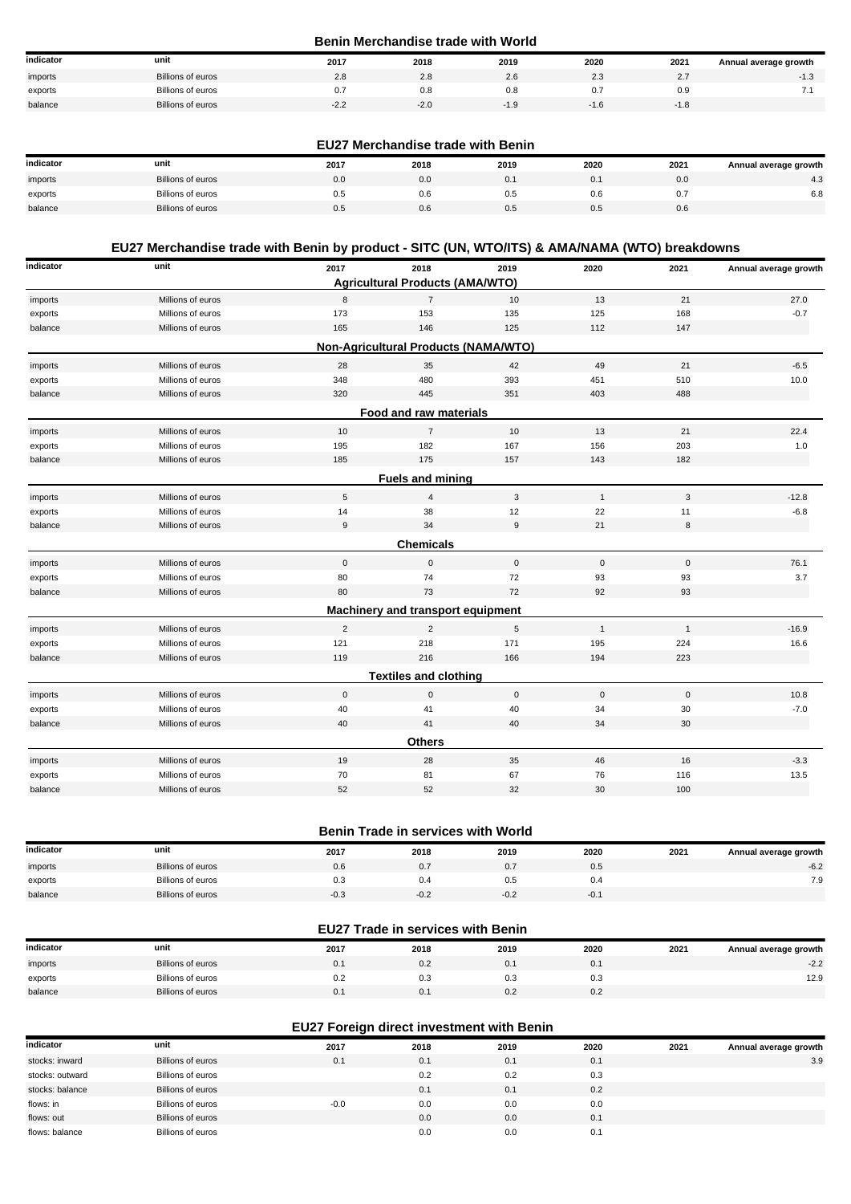## Benin Merchandise trade with World

| indicator | unit | 2017 | 2018 | 2019 | 2020 | 2021 | Annual average growth |
|---|---|---|---|---|---|---|---|
| imports | Billions of euros | 2.8 | 2.8 | 2.6 | 2.3 | 2.7 | -1.3 |
| exports | Billions of euros | 0.7 | 0.8 | 0.8 | 0.7 | 0.9 | 7.1 |
| balance | Billions of euros | -2.2 | -2.0 | -1.9 | -1.6 | -1.8 | |

## EU27 Merchandise trade with Benin

| indicator | unit | 2017 | 2018 | 2019 | 2020 | 2021 | Annual average growth |
|---|---|---|---|---|---|---|---|
| imports | Billions of euros | 0.0 | 0.0 | 0.1 | 0.1 | 0.0 | 4.3 |
| exports | Billions of euros | 0.5 | 0.6 | 0.5 | 0.6 | 0.7 | 6.8 |
| balance | Billions of euros | 0.5 | 0.6 | 0.5 | 0.5 | 0.6 | |

## EU27 Merchandise trade with Benin by product - SITC (UN, WTO/ITS) & AMA/NAMA (WTO) breakdowns

| indicator | unit | 2017 | 2018 | 2019 | 2020 | 2021 | Annual average growth |
|---|---|---|---|---|---|---|---|
| **Agricultural Products (AMA/WTO)** | | | | | | | |
| imports | Millions of euros | 8 | 7 | 10 | 13 | 21 | 27.0 |
| exports | Millions of euros | 173 | 153 | 135 | 125 | 168 | -0.7 |
| balance | Millions of euros | 165 | 146 | 125 | 112 | 147 | |
| **Non-Agricultural Products (NAMA/WTO)** | | | | | | | |
| imports | Millions of euros | 28 | 35 | 42 | 49 | 21 | -6.5 |
| exports | Millions of euros | 348 | 480 | 393 | 451 | 510 | 10.0 |
| balance | Millions of euros | 320 | 445 | 351 | 403 | 488 | |
| **Food and raw materials** | | | | | | | |
| imports | Millions of euros | 10 | 7 | 10 | 13 | 21 | 22.4 |
| exports | Millions of euros | 195 | 182 | 167 | 156 | 203 | 1.0 |
| balance | Millions of euros | 185 | 175 | 157 | 143 | 182 | |
| **Fuels and mining** | | | | | | | |
| imports | Millions of euros | 5 | 4 | 3 | 1 | 3 | -12.8 |
| exports | Millions of euros | 14 | 38 | 12 | 22 | 11 | -6.8 |
| balance | Millions of euros | 9 | 34 | 9 | 21 | 8 | |
| **Chemicals** | | | | | | | |
| imports | Millions of euros | 0 | 0 | 0 | 0 | 0 | 76.1 |
| exports | Millions of euros | 80 | 74 | 72 | 93 | 93 | 3.7 |
| balance | Millions of euros | 80 | 73 | 72 | 92 | 93 | |
| **Machinery and transport equipment** | | | | | | | |
| imports | Millions of euros | 2 | 2 | 5 | 1 | 1 | -16.9 |
| exports | Millions of euros | 121 | 218 | 171 | 195 | 224 | 16.6 |
| balance | Millions of euros | 119 | 216 | 166 | 194 | 223 | |
| **Textiles and clothing** | | | | | | | |
| imports | Millions of euros | 0 | 0 | 0 | 0 | 0 | 10.8 |
| exports | Millions of euros | 40 | 41 | 40 | 34 | 30 | -7.0 |
| balance | Millions of euros | 40 | 41 | 40 | 34 | 30 | |
| **Others** | | | | | | | |
| imports | Millions of euros | 19 | 28 | 35 | 46 | 16 | -3.3 |
| exports | Millions of euros | 70 | 81 | 67 | 76 | 116 | 13.5 |
| balance | Millions of euros | 52 | 52 | 32 | 30 | 100 | |

## Benin Trade in services with World

| indicator | unit | 2017 | 2018 | 2019 | 2020 | 2021 | Annual average growth |
|---|---|---|---|---|---|---|---|
| imports | Billions of euros | 0.6 | 0.7 | 0.7 | 0.5 | | -6.2 |
| exports | Billions of euros | 0.3 | 0.4 | 0.5 | 0.4 | | 7.9 |
| balance | Billions of euros | -0.3 | -0.2 | -0.2 | -0.1 | | |

## EU27 Trade in services with Benin

| indicator | unit | 2017 | 2018 | 2019 | 2020 | 2021 | Annual average growth |
|---|---|---|---|---|---|---|---|
| imports | Billions of euros | 0.1 | 0.2 | 0.1 | 0.1 | | -2.2 |
| exports | Billions of euros | 0.2 | 0.3 | 0.3 | 0.3 | | 12.9 |
| balance | Billions of euros | 0.1 | 0.1 | 0.2 | 0.2 | | |

## EU27 Foreign direct investment with Benin

| indicator | unit | 2017 | 2018 | 2019 | 2020 | 2021 | Annual average growth |
|---|---|---|---|---|---|---|---|
| stocks: inward | Billions of euros | 0.1 | 0.1 | 0.1 | 0.1 | | 3.9 |
| stocks: outward | Billions of euros | | 0.2 | 0.2 | 0.3 | | |
| stocks: balance | Billions of euros | | 0.1 | 0.1 | 0.2 | | |
| flows: in | Billions of euros | -0.0 | 0.0 | 0.0 | 0.0 | | |
| flows: out | Billions of euros | | 0.0 | 0.0 | 0.1 | | |
| flows: balance | Billions of euros | | 0.0 | 0.0 | 0.1 | | |